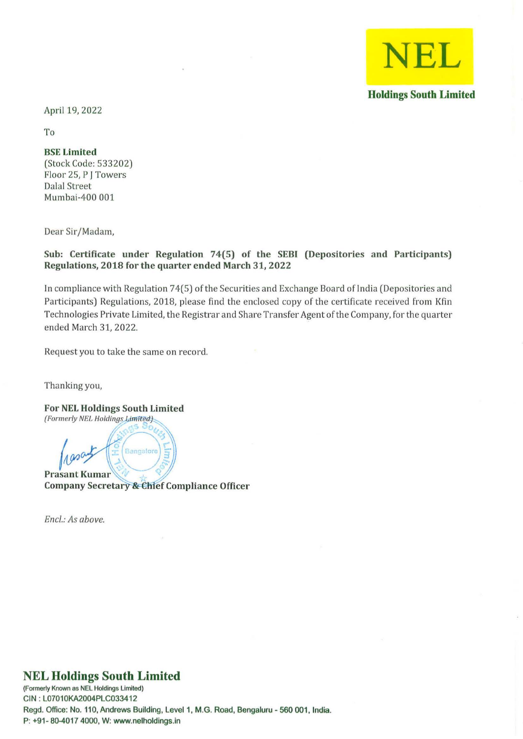NEL
Holdings South Limited

April 19, 2022

To

**BSE Limited**
(Stock Code: 533202)
Floor 25, P J Towers
Dalal Street
Mumbai-400 001

Dear Sir/Madam,

**Sub: Certificate under Regulation 74(5) of the SEBI (Depositories and Participants) Regulations, 2018 for the quarter ended March 31, 2022**

In compliance with Regulation 74(5) of the Securities and Exchange Board of India (Depositories and Participants) Regulations, 2018, please find the enclosed copy of the certificate received from Kfin Technologies Private Limited, the Registrar and Share Transfer Agent of the Company, for the quarter ended March 31, 2022.

Request you to take the same on record.

Thanking you,

**For NEL Holdings South Limited**
*(Formerly NEL Holdings Limited)*

**Prasant Kumar**
**Company Secretary & Chief Compliance Officer**

*Encl.: As above.*

**NEL Holdings South Limited**
(Formerly Known as NEL Holdings Limited)
CIN : L07010KA2004PLC033412
Regd. Office: No. 110, Andrews Building, Level 1, M.G. Road, Bengaluru - 560 001, India.
P: +91- 80-4017 4000, W: www.nelholdings.in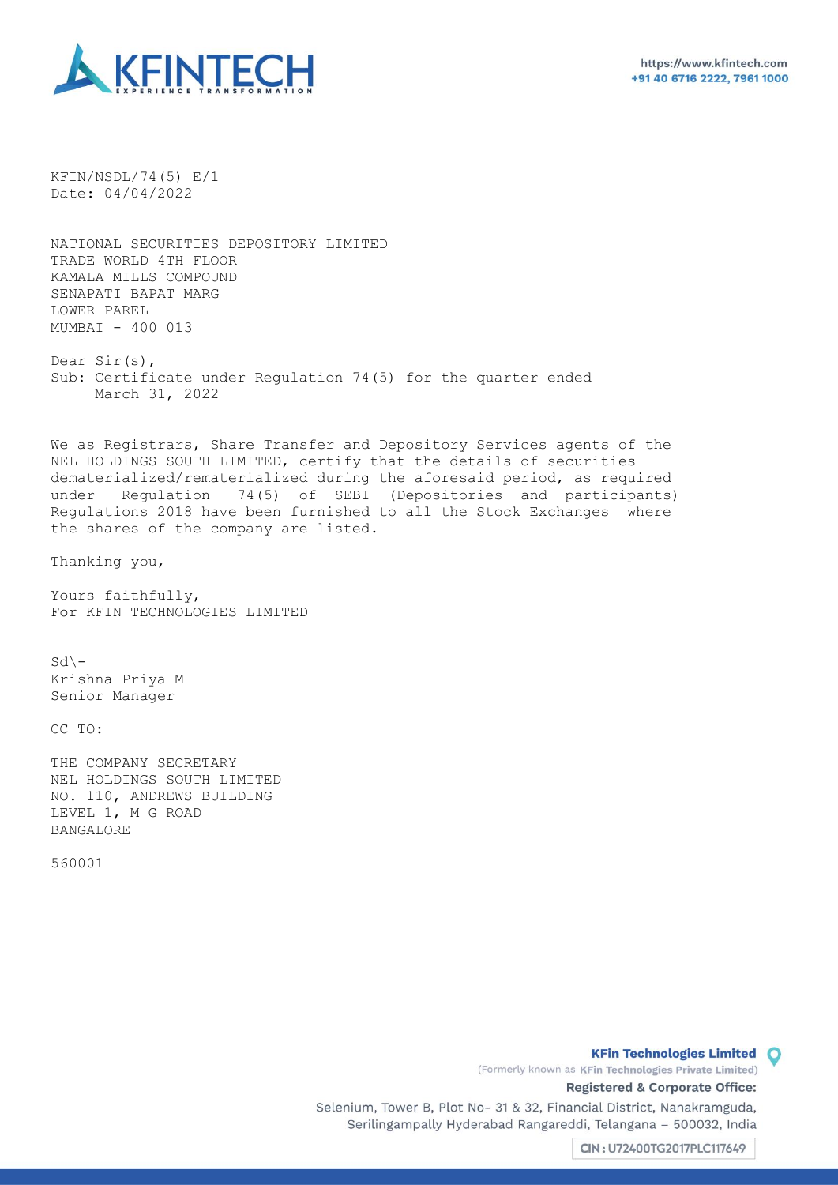KFIN/NSDL/74(5) E/1
Date: 04/04/2022

NATIONAL SECURITIES DEPOSITORY LIMITED
TRADE WORLD 4TH FLOOR
KAMALA MILLS COMPOUND
SENAPATI BAPAT MARG
LOWER PAREL
MUMBAI - 400 013

Dear Sir(s),
Sub: Certificate under Regulation 74(5) for the quarter ended March 31, 2022

We as Registrars, Share Transfer and Depository Services agents of the NEL HOLDINGS SOUTH LIMITED, certify that the details of securities dematerialized/rematerialized during the aforesaid period, as required under Regulation 74(5) of SEBI (Depositories and participants) Regulations 2018 have been furnished to all the Stock Exchanges where the shares of the company are listed.

Thanking you,

Yours faithfully,
For KFIN TECHNOLOGIES LIMITED

Sd\-
Krishna Priya M
Senior Manager

CC TO:

THE COMPANY SECRETARY
NEL HOLDINGS SOUTH LIMITED
NO. 110, ANDREWS BUILDING
LEVEL 1, M G ROAD
BANGALORE

560001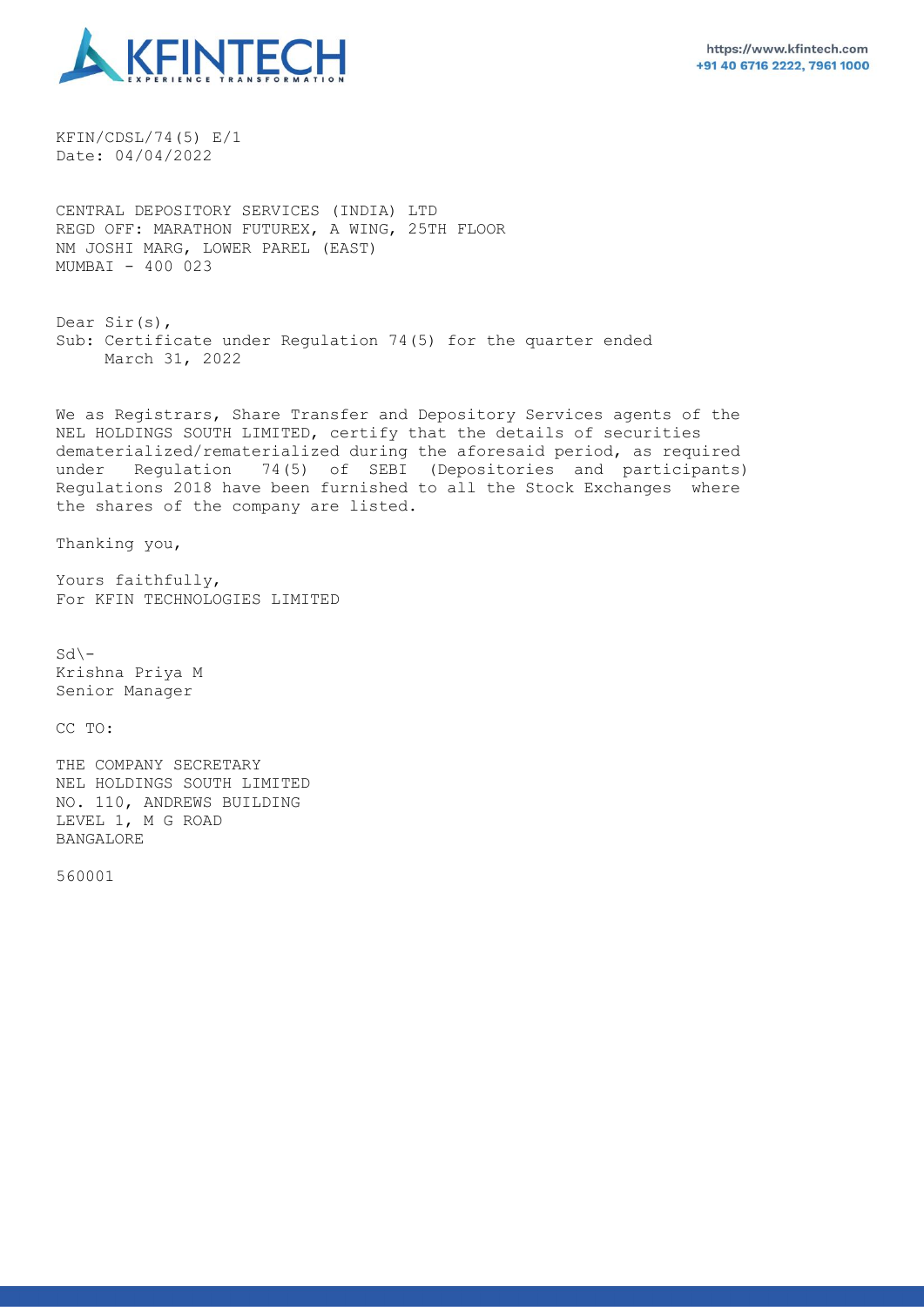KFIN/CDSL/74(5) E/1
Date: 04/04/2022

CENTRAL DEPOSITORY SERVICES (INDIA) LTD
REGD OFF: MARATHON FUTUREX, A WING, 25TH FLOOR
NM JOSHI MARG, LOWER PAREL (EAST)
MUMBAI - 400 023

Dear Sir(s),

Sub: Certificate under Regulation 74(5) for the quarter ended March 31, 2022

We as Registrars, Share Transfer and Depository Services agents of the NEL HOLDINGS SOUTH LIMITED, certify that the details of securities dematerialized/rematerialized during the aforesaid period, as required under Regulation 74(5) of SEBI (Depositories and participants) Regulations 2018 have been furnished to all the Stock Exchanges where the shares of the company are listed.

Thanking you,

Yours faithfully,
For KFIN TECHNOLOGIES LIMITED

Sd\-
Krishna Priya M
Senior Manager

CC TO:

THE COMPANY SECRETARY
NEL HOLDINGS SOUTH LIMITED
NO. 110, ANDREWS BUILDING
LEVEL 1, M G ROAD
BANGALORE

560001